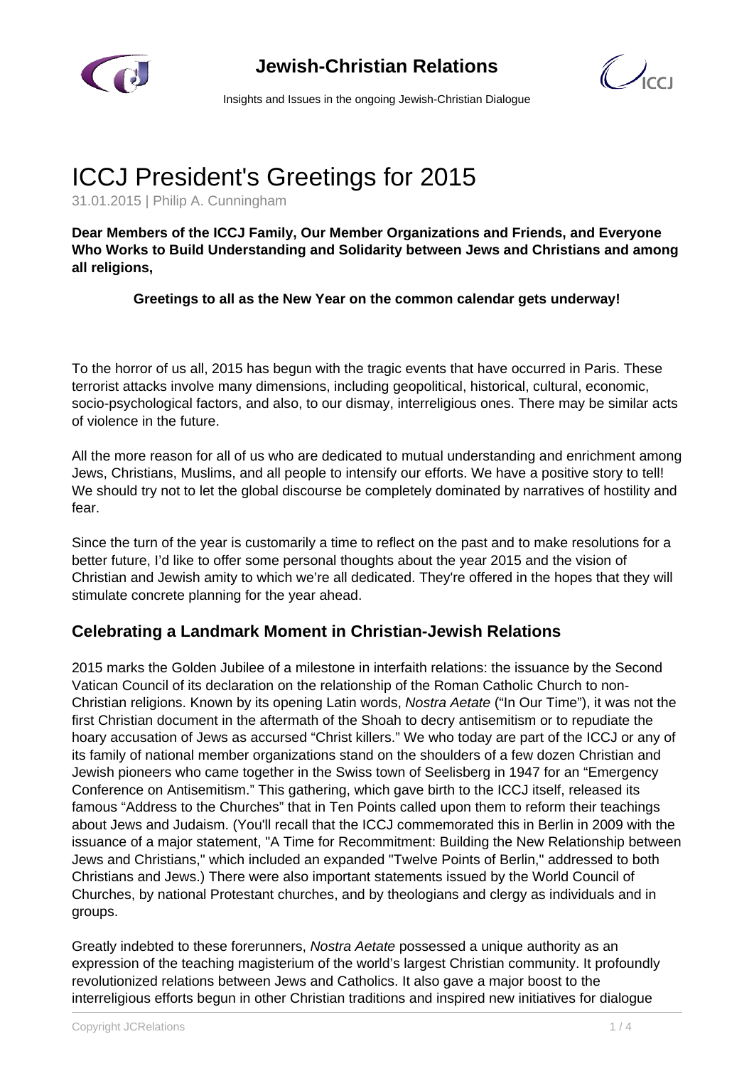# ICCJ President's Greetings for 2015

31.01.2015 | Philip A. Cunningham

**Dear Members of the ICCJ Family, Our Member Organizations and Friends, and Everyone Who Works to Build Understanding and Solidarity between Jews and Christians and among all religions,**

**Greetings to all as the New Year on the common calendar gets underway!**

To the horror of us all, 2015 has begun with the tragic events that have occurred in Paris. These terrorist attacks involve many dimensions, including geopolitical, historical, cultural, economic, socio-psychological factors, and also, to our dismay, interreligious ones. There may be similar acts of violence in the future.

All the more reason for all of us who are dedicated to mutual understanding and enrichment among Jews, Christians, Muslims, and all people to intensify our efforts. We have a positive story to tell! We should try not to let the global discourse be completely dominated by narratives of hostility and fear.

Since the turn of the year is customarily a time to reflect on the past and to make resolutions for a better future, I'd like to offer some personal thoughts about the year 2015 and the vision of Christian and Jewish amity to which we're all dedicated. They're offered in the hopes that they will stimulate concrete planning for the year ahead.

## Celebrating a Landmark Moment in Christian-Jewish Relations

2015 marks the Golden Jubilee of a milestone in interfaith relations: the issuance by the Second Vatican Council of its declaration on the relationship of the Roman Catholic Church to non-Christian religions. Known by its opening Latin words, *Nostra Aetate* ("In Our Time"), it was not the first Christian document in the aftermath of the Shoah to decry antisemitism or to repudiate the hoary accusation of Jews as accursed "Christ killers." We who today are part of the ICCJ or any of its family of national member organizations stand on the shoulders of a few dozen Christian and Jewish pioneers who came together in the Swiss town of Seelisberg in 1947 for an "Emergency Conference on Antisemitism." This gathering, which gave birth to the ICCJ itself, released its famous "Address to the Churches" that in Ten Points called upon them to reform their teachings about Jews and Judaism. (You'll recall that the ICCJ commemorated this in Berlin in 2009 with the issuance of a major statement, "A Time for Recommitment: Building the New Relationship between Jews and Christians," which included an expanded "Twelve Points of Berlin," addressed to both Christians and Jews.) There were also important statements issued by the World Council of Churches, by national Protestant churches, and by theologians and clergy as individuals and in groups.

Greatly indebted to these forerunners, *Nostra Aetate* possessed a unique authority as an expression of the teaching magisterium of the world's largest Christian community. It profoundly revolutionized relations between Jews and Catholics. It also gave a major boost to the interreligious efforts begun in other Christian traditions and inspired new initiatives for dialogue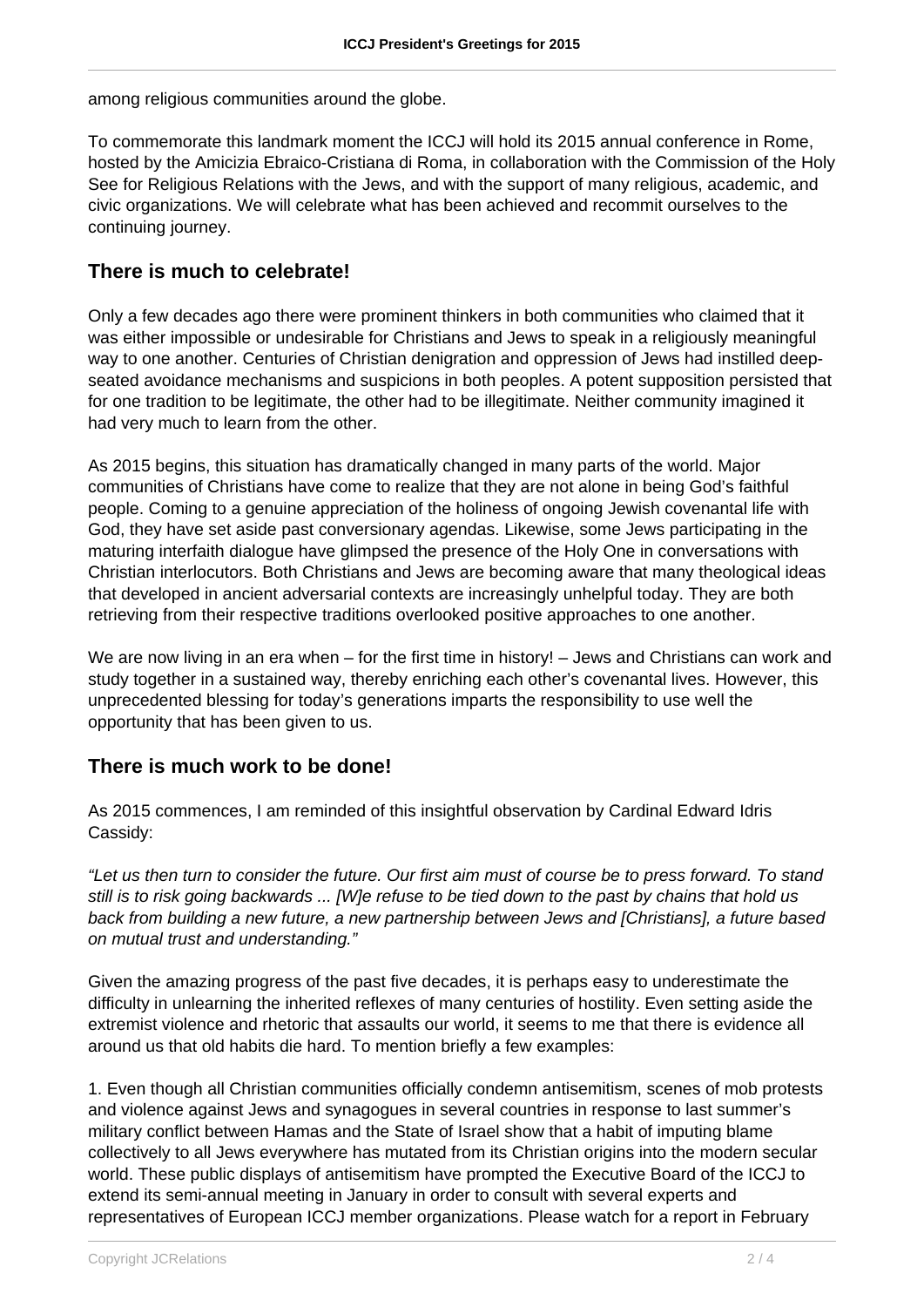among religious communities around the globe.

To commemorate this landmark moment the ICCJ will hold its 2015 annual conference in Rome, hosted by the Amicizia Ebraico-Cristiana di Roma, in collaboration with the Commission of the Holy See for Religious Relations with the Jews, and with the support of many religious, academic, and civic organizations. We will celebrate what has been achieved and recommit ourselves to the continuing journey.

## There is much to celebrate!

Only a few decades ago there were prominent thinkers in both communities who claimed that it was either impossible or undesirable for Christians and Jews to speak in a religiously meaningful way to one another. Centuries of Christian denigration and oppression of Jews had instilled deep-seated avoidance mechanisms and suspicions in both peoples. A potent supposition persisted that for one tradition to be legitimate, the other had to be illegitimate. Neither community imagined it had very much to learn from the other.

As 2015 begins, this situation has dramatically changed in many parts of the world. Major communities of Christians have come to realize that they are not alone in being God's faithful people. Coming to a genuine appreciation of the holiness of ongoing Jewish covenantal life with God, they have set aside past conversionary agendas. Likewise, some Jews participating in the maturing interfaith dialogue have glimpsed the presence of the Holy One in conversations with Christian interlocutors. Both Christians and Jews are becoming aware that many theological ideas that developed in ancient adversarial contexts are increasingly unhelpful today. They are both retrieving from their respective traditions overlooked positive approaches to one another.

We are now living in an era when – for the first time in history! – Jews and Christians can work and study together in a sustained way, thereby enriching each other's covenantal lives. However, this unprecedented blessing for today's generations imparts the responsibility to use well the opportunity that has been given to us.

## There is much work to be done!

As 2015 commences, I am reminded of this insightful observation by Cardinal Edward Idris Cassidy:

*"Let us then turn to consider the future. Our first aim must of course be to press forward. To stand still is to risk going backwards ... [W]e refuse to be tied down to the past by chains that hold us back from building a new future, a new partnership between Jews and [Christians], a future based on mutual trust and understanding."*

Given the amazing progress of the past five decades, it is perhaps easy to underestimate the difficulty in unlearning the inherited reflexes of many centuries of hostility. Even setting aside the extremist violence and rhetoric that assaults our world, it seems to me that there is evidence all around us that old habits die hard. To mention briefly a few examples:

1. Even though all Christian communities officially condemn antisemitism, scenes of mob protests and violence against Jews and synagogues in several countries in response to last summer's military conflict between Hamas and the State of Israel show that a habit of imputing blame collectively to all Jews everywhere has mutated from its Christian origins into the modern secular world. These public displays of antisemitism have prompted the Executive Board of the ICCJ to extend its semi-annual meeting in January in order to consult with several experts and representatives of European ICCJ member organizations. Please watch for a report in February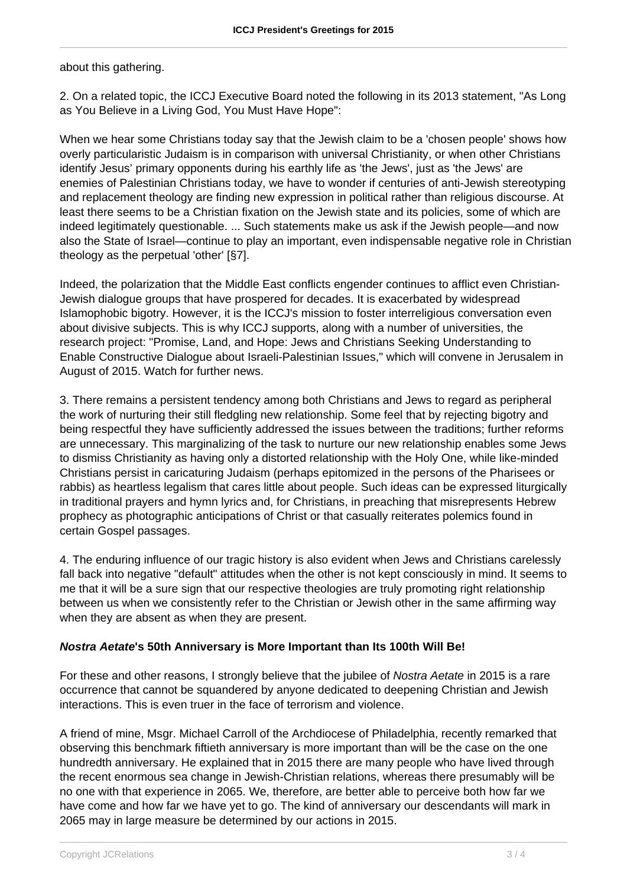about this gathering.

2. On a related topic, the ICCJ Executive Board noted the following in its 2013 statement, "As Long as You Believe in a Living God, You Must Have Hope":

When we hear some Christians today say that the Jewish claim to be a 'chosen people' shows how overly particularistic Judaism is in comparison with universal Christianity, or when other Christians identify Jesus' primary opponents during his earthly life as 'the Jews', just as 'the Jews' are enemies of Palestinian Christians today, we have to wonder if centuries of anti-Jewish stereotyping and replacement theology are finding new expression in political rather than religious discourse. At least there seems to be a Christian fixation on the Jewish state and its policies, some of which are indeed legitimately questionable. ... Such statements make us ask if the Jewish people—and now also the State of Israel—continue to play an important, even indispensable negative role in Christian theology as the perpetual 'other' [§7].

Indeed, the polarization that the Middle East conflicts engender continues to afflict even Christian-Jewish dialogue groups that have prospered for decades. It is exacerbated by widespread Islamophobic bigotry. However, it is the ICCJ's mission to foster interreligious conversation even about divisive subjects. This is why ICCJ supports, along with a number of universities, the research project: "Promise, Land, and Hope: Jews and Christians Seeking Understanding to Enable Constructive Dialogue about Israeli-Palestinian Issues," which will convene in Jerusalem in August of 2015. Watch for further news.

3. There remains a persistent tendency among both Christians and Jews to regard as peripheral the work of nurturing their still fledgling new relationship. Some feel that by rejecting bigotry and being respectful they have sufficiently addressed the issues between the traditions; further reforms are unnecessary. This marginalizing of the task to nurture our new relationship enables some Jews to dismiss Christianity as having only a distorted relationship with the Holy One, while like-minded Christians persist in caricaturing Judaism (perhaps epitomized in the persons of the Pharisees or rabbis) as heartless legalism that cares little about people. Such ideas can be expressed liturgically in traditional prayers and hymn lyrics and, for Christians, in preaching that misrepresents Hebrew prophecy as photographic anticipations of Christ or that casually reiterates polemics found in certain Gospel passages.

4. The enduring influence of our tragic history is also evident when Jews and Christians carelessly fall back into negative "default" attitudes when the other is not kept consciously in mind. It seems to me that it will be a sure sign that our respective theologies are truly promoting right relationship between us when we consistently refer to the Christian or Jewish other in the same affirming way when they are absent as when they are present.

### ***Nostra Aetate*'s 50th Anniversary is More Important than Its 100th Will Be!**

For these and other reasons, I strongly believe that the jubilee of *Nostra Aetate* in 2015 is a rare occurrence that cannot be squandered by anyone dedicated to deepening Christian and Jewish interactions. This is even truer in the face of terrorism and violence.

A friend of mine, Msgr. Michael Carroll of the Archdiocese of Philadelphia, recently remarked that observing this benchmark fiftieth anniversary is more important than will be the case on the one hundredth anniversary. He explained that in 2015 there are many people who have lived through the recent enormous sea change in Jewish-Christian relations, whereas there presumably will be no one with that experience in 2065. We, therefore, are better able to perceive both how far we have come and how far we have yet to go. The kind of anniversary our descendants will mark in 2065 may in large measure be determined by our actions in 2015.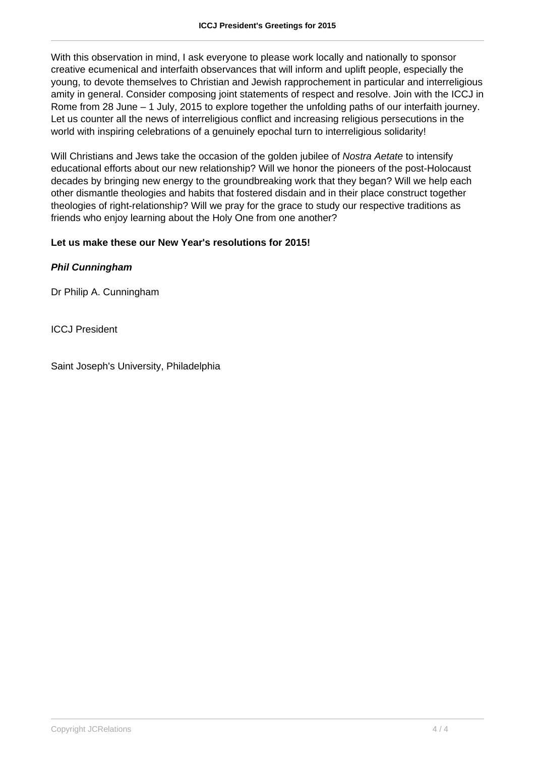With this observation in mind, I ask everyone to please work locally and nationally to sponsor creative ecumenical and interfaith observances that will inform and uplift people, especially the young, to devote themselves to Christian and Jewish rapprochement in particular and interreligious amity in general. Consider composing joint statements of respect and resolve. Join with the ICCJ in Rome from 28 June – 1 July, 2015 to explore together the unfolding paths of our interfaith journey. Let us counter all the news of interreligious conflict and increasing religious persecutions in the world with inspiring celebrations of a genuinely epochal turn to interreligious solidarity!

Will Christians and Jews take the occasion of the golden jubilee of *Nostra Aetate* to intensify educational efforts about our new relationship? Will we honor the pioneers of the post-Holocaust decades by bringing new energy to the groundbreaking work that they began? Will we help each other dismantle theologies and habits that fostered disdain and in their place construct together theologies of right-relationship? Will we pray for the grace to study our respective traditions as friends who enjoy learning about the Holy One from one another?

**Let us make these our New Year's resolutions for 2015!**

***Phil Cunningham***

Dr Philip A. Cunningham

ICCJ President

Saint Joseph's University, Philadelphia